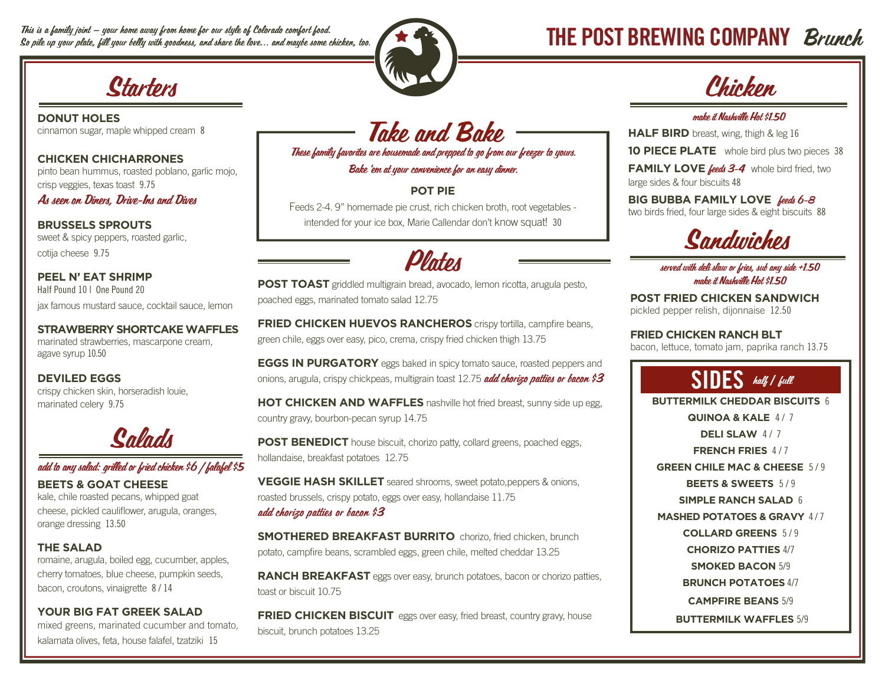*This is a family joint – your home away from home for our style of Colorado comfort food.*
*So pile up your plate, fill your belly with goodness, and share the love... and maybe some chicken, too.*

# THE POST BREWING COMPANY *Brunch*

## Starters

**DONUT HOLES**
cinnamon sugar, maple whipped cream 8

**CHICKEN CHICHARRONES**
pinto bean hummus, roasted poblano, garlic mojo, crisp veggies, texas toast 9.75
*As seen on Diners, Drive-Ins and Dives*

**BRUSSELS SPROUTS**
sweet & spicy peppers, roasted garlic, cotija cheese 9.75

**PEEL N' EAT SHRIMP**
Half Pound 10 | One Pound 20
jax famous mustard sauce, cocktail sauce, lemon

**STRAWBERRY SHORTCAKE WAFFLES**
marinated strawberries, mascarpone cream, agave syrup 10.50

**DEVILED EGGS**
crispy chicken skin, horseradish louie, marinated celery 9.75

## Salads

*add to any salad: grilled or fried chicken $6 / falafel $5*

**BEETS & GOAT CHEESE**
kale, chile roasted pecans, whipped goat cheese, pickled cauliflower, arugula, oranges, orange dressing 13.50

**THE SALAD**
romaine, arugula, boiled egg, cucumber, apples, cherry tomatoes, blue cheese, pumpkin seeds, bacon, croutons, vinaigrette 8 / 14

**YOUR BIG FAT GREEK SALAD**
mixed greens, marinated cucumber and tomato, kalamata olives, feta, house falafel, tzatziki 15

## Take and Bake

*These family favorites are housemade and prepped to go from our freezer to yours. Bake 'em at your convenience for an easy dinner.*

**POT PIE**
Feeds 2-4. 9" homemade pie crust, rich chicken broth, root vegetables - intended for your ice box, Marie Callendar don't know squat! 30

## Plates

**POST TOAST** griddled multigrain bread, avocado, lemon ricotta, arugula pesto, poached eggs, marinated tomato salad 12.75

**FRIED CHICKEN HUEVOS RANCHEROS** crispy tortilla, campfire beans, green chile, eggs over easy, pico, crema, crispy fried chicken thigh 13.75

**EGGS IN PURGATORY** eggs baked in spicy tomato sauce, roasted peppers and onions, arugula, crispy chickpeas, multigrain toast 12.75 *add chorizo patties or bacon $3*

**HOT CHICKEN AND WAFFLES** nashville hot fried breast, sunny side up egg, country gravy, bourbon-pecan syrup 14.75

**POST BENEDICT** house biscuit, chorizo patty, collard greens, poached eggs, hollandaise, breakfast potatoes 12.75

**VEGGIE HASH SKILLET** seared shrooms, sweet potato,peppers & onions, roasted brussels, crispy potato, eggs over easy, hollandaise 11.75
*add chorizo patties or bacon $3*

**SMOTHERED BREAKFAST BURRITO** chorizo, fried chicken, brunch potato, campfire beans, scrambled eggs, green chile, melted cheddar 13.25

**RANCH BREAKFAST** eggs over easy, brunch potatoes, bacon or chorizo patties, toast or biscuit 10.75

**FRIED CHICKEN BISCUIT** eggs over easy, fried breast, country gravy, house biscuit, brunch potatoes 13.25

## Chicken

*make it Nashville Hot $1.50*

**HALF BIRD** breast, wing, thigh & leg 16

**10 PIECE PLATE** whole bird plus two pieces 38

**FAMILY LOVE** *feeds 3-4* whole bird fried, two large sides & four biscuits 48

**BIG BUBBA FAMILY LOVE** *feeds 6-8* two birds fried, four large sides & eight biscuits 88

## Sandwiches

*served with deli slaw or fries, sub any side +1.50*
*make it Nashville Hot $1.50*

**POST FRIED CHICKEN SANDWICH**
pickled pepper relish, dijonnaise 12.50

**FRIED CHICKEN RANCH BLT**
bacon, lettuce, tomato jam, paprika ranch 13.75

## SIDES *half / full*

**BUTTERMILK CHEDDAR BISCUITS** 6
**QUINOA & KALE** 4 / 7
**DELI SLAW** 4 / 7
**FRENCH FRIES** 4 / 7
**GREEN CHILE MAC & CHEESE** 5 / 9
**BEETS & SWEETS** 5 / 9
**SIMPLE RANCH SALAD** 6
**MASHED POTATOES & GRAVY** 4 / 7
**COLLARD GREENS** 5 / 9
**CHORIZO PATTIES** 4/7
**SMOKED BACON** 5/9
**BRUNCH POTATOES** 4/7
**CAMPFIRE BEANS** 5/9
**BUTTERMILK WAFFLES** 5/9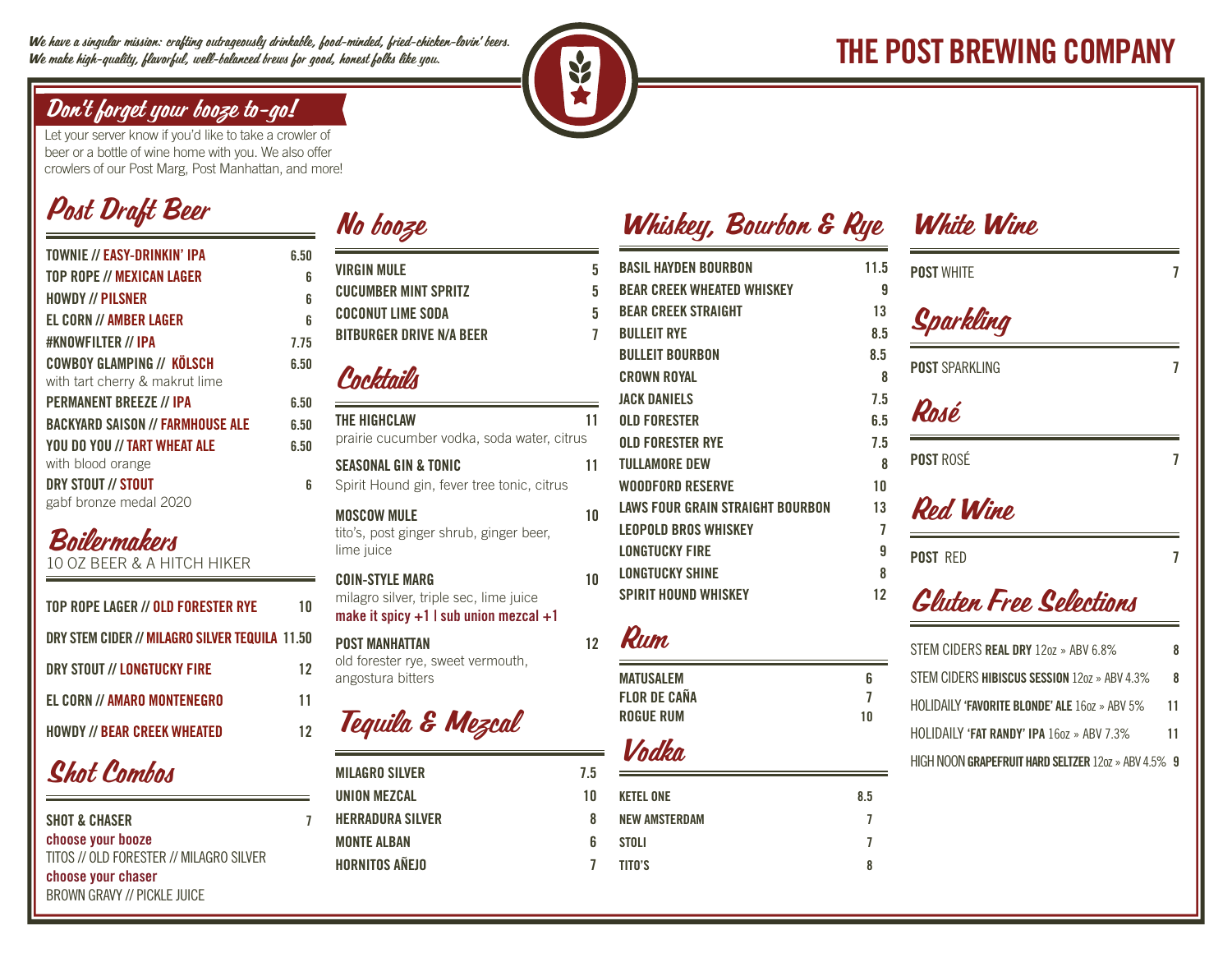*We have a singular mission: crafting outrageously drinkable, food-minded, fried-chicken-lovin' beers. We make high-quality, flavorful, well-balanced brews for good, honest folks like you.*

# THE POST BREWING COMPANY

## Don't forget your booze to-go!

Let your server know if you'd like to take a crowler of beer or a bottle of wine home with you. We also offer crowlers of our Post Marg, Post Manhattan, and more!

## Post Draft Beer

| | |
|---|---|
| **TOWNIE // EASY-DRINKIN' IPA** | 6.50 |
| **TOP ROPE // MEXICAN LAGER** | 6 |
| **HOWDY // PILSNER** | 6 |
| **EL CORN // AMBER LAGER** | 6 |
| **#KNOWFILTER // IPA** | 7.75 |
| **COWBOY GLAMPING // KÖLSCH** with tart cherry & makrut lime | 6.50 |
| **PERMANENT BREEZE // IPA** | 6.50 |
| **BACKYARD SAISON // FARMHOUSE ALE** | 6.50 |
| **YOU DO YOU // TART WHEAT ALE** with blood orange | 6.50 |
| **DRY STOUT // STOUT** gabf bronze medal 2020 | 6 |

## Boilermakers

10 OZ BEER & A HITCH HIKER

| | |
|---|---|
| **TOP ROPE LAGER // OLD FORESTER RYE** | 10 |
| **DRY STEM CIDER // MILAGRO SILVER TEQUILA** | 11.50 |
| **DRY STOUT // LONGTUCKY FIRE** | 12 |
| **EL CORN // AMARO MONTENEGRO** | 11 |
| **HOWDY // BEAR CREEK WHEATED** | 12 |

## Shot Combos

**SHOT & CHASER** 7

**choose your booze**
TITOS // OLD FORESTER // MILAGRO SILVER

**choose your chaser**
BROWN GRAVY // PICKLE JUICE

## No booze

| | |
|---|---|
| **VIRGIN MULE** | 5 |
| **CUCUMBER MINT SPRITZ** | 5 |
| **COCONUT LIME SODA** | 5 |
| **BITBURGER DRIVE N/A BEER** | 7 |

## Cocktails

**THE HIGHCLAW** 11
prairie cucumber vodka, soda water, citrus

**SEASONAL GIN & TONIC** 11
Spirit Hound gin, fever tree tonic, citrus

**MOSCOW MULE** 10
tito's, post ginger shrub, ginger beer, lime juice

**COIN-STYLE MARG** 10
milagro silver, triple sec, lime juice
**make it spicy +1 | sub union mezcal +1**

**POST MANHATTAN** 12
old forester rye, sweet vermouth, angostura bitters

## Tequila & Mezcal

| | |
|---|---|
| **MILAGRO SILVER** | 7.5 |
| **UNION MEZCAL** | 10 |
| **HERRADURA SILVER** | 8 |
| **MONTE ALBAN** | 6 |
| **HORNITOS AÑEJO** | 7 |

## Whiskey, Bourbon & Rye

| | |
|---|---|
| **BASIL HAYDEN BOURBON** | 11.5 |
| **BEAR CREEK WHEATED WHISKEY** | 9 |
| **BEAR CREEK STRAIGHT** | 13 |
| **BULLEIT RYE** | 8.5 |
| **BULLEIT BOURBON** | 8.5 |
| **CROWN ROYAL** | 8 |
| **JACK DANIELS** | 7.5 |
| **OLD FORESTER** | 6.5 |
| **OLD FORESTER RYE** | 7.5 |
| **TULLAMORE DEW** | 8 |
| **WOODFORD RESERVE** | 10 |
| **LAWS FOUR GRAIN STRAIGHT BOURBON** | 13 |
| **LEOPOLD BROS WHISKEY** | 7 |
| **LONGTUCKY FIRE** | 9 |
| **LONGTUCKY SHINE** | 8 |
| **SPIRIT HOUND WHISKEY** | 12 |

## Rum

| | |
|---|---|
| **MATUSALEM** | 6 |
| **FLOR DE CAÑA** | 7 |
| **ROGUE RUM** | 10 |

## Vodka

| | |
|---|---|
| **KETEL ONE** | 8.5 |
| **NEW AMSTERDAM** | 7 |
| **STOLI** | 7 |
| **TITO'S** | 8 |

## White Wine

| | |
|---|---|
| **POST** WHITE | 7 |

## Sparkling

| | |
|---|---|
| **POST** SPARKLING | 7 |

## Rosé

| | |
|---|---|
| **POST** ROSÉ | 7 |

## Red Wine

| | |
|---|---|
| **POST** RED | 7 |

## Gluten Free Selections

| | |
|---|---|
| STEM CIDERS **REAL DRY** 12oz » ABV 6.8% | 8 |
| STEM CIDERS **HIBISCUS SESSION** 12oz » ABV 4.3% | 8 |
| HOLIDAILY **'FAVORITE BLONDE' ALE** 16oz » ABV 5% | 11 |
| HOLIDAILY **'FAT RANDY' IPA** 16oz » ABV 7.3% | 11 |
| HIGH NOON **GRAPEFRUIT HARD SELTZER** 12oz » ABV 4.5% | 9 |